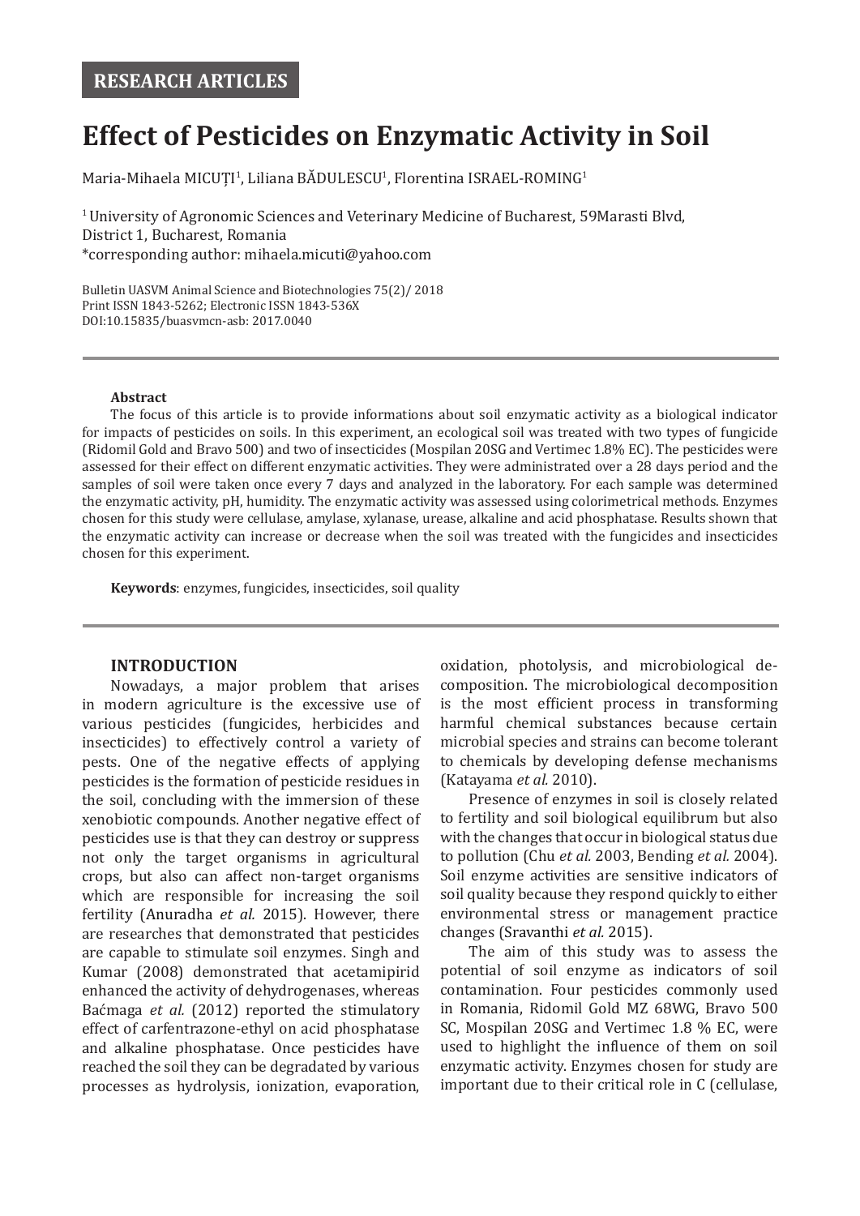RESEARCH ARTICLES

# Effect of Pesticides on Enzymatic Activity in Soil

Maria-Mihaela MICUȚI[1], Liliana BĂDULESCU[1], Florentina ISRAEL-ROMING[1]

[1] University of Agronomic Sciences and Veterinary Medicine of Bucharest, 59Marasti Blvd, District 1, Bucharest, Romania
*corresponding author: mihaela.micuti@yahoo.com

Bulletin UASVM Animal Science and Biotechnologies 75(2)/ 2018
Print ISSN 1843-5262; Electronic ISSN 1843-536X
DOI:10.15835/buasvmcn-asb: 2017.0040

**Abstract**

The focus of this article is to provide informations about soil enzymatic activity as a biological indicator for impacts of pesticides on soils. In this experiment, an ecological soil was treated with two types of fungicide (Ridomil Gold and Bravo 500) and two of insecticides (Mospilan 20SG and Vertimec 1.8% EC). The pesticides were assessed for their effect on different enzymatic activities. They were administrated over a 28 days period and the samples of soil were taken once every 7 days and analyzed in the laboratory. For each sample was determined the enzymatic activity, pH, humidity. The enzymatic activity was assessed using colorimetrical methods. Enzymes chosen for this study were cellulase, amylase, xylanase, urease, alkaline and acid phosphatase. Results shown that the enzymatic activity can increase or decrease when the soil was treated with the fungicides and insecticides chosen for this experiment.

**Keywords**: enzymes, fungicides, insecticides, soil quality

## INTRODUCTION

Nowadays, a major problem that arises in modern agriculture is the excessive use of various pesticides (fungicides, herbicides and insecticides) to effectively control a variety of pests. One of the negative effects of applying pesticides is the formation of pesticide residues in the soil, concluding with the immersion of these xenobiotic compounds. Another negative effect of pesticides use is that they can destroy or suppress not only the target organisms in agricultural crops, but also can affect non-target organisms which are responsible for increasing the soil fertility (Anuradha *et al.* 2015). However, there are researches that demonstrated that pesticides are capable to stimulate soil enzymes. Singh and Kumar (2008) demonstrated that acetamipirid enhanced the activity of dehydrogenases, whereas Baćmaga *et al.* (2012) reported the stimulatory effect of carfentrazone-ethyl on acid phosphatase and alkaline phosphatase. Once pesticides have reached the soil they can be degradated by various processes as hydrolysis, ionization, evaporation, oxidation, photolysis, and microbiological decomposition. The microbiological decomposition is the most efficient process in transforming harmful chemical substances because certain microbial species and strains can become tolerant to chemicals by developing defense mechanisms (Katayama *et al.* 2010).

Presence of enzymes in soil is closely related to fertility and soil biological equilibrum but also with the changes that occur in biological status due to pollution (Chu *et al.* 2003, Bending *et al.* 2004). Soil enzyme activities are sensitive indicators of soil quality because they respond quickly to either environmental stress or management practice changes (Sravanthi *et al.* 2015).

The aim of this study was to assess the potential of soil enzyme as indicators of soil contamination. Four pesticides commonly used in Romania, Ridomil Gold MZ 68WG, Bravo 500 SC, Mospilan 20SG and Vertimec 1.8 % EC, were used to highlight the influence of them on soil enzymatic activity. Enzymes chosen for study are important due to their critical role in C (cellulase,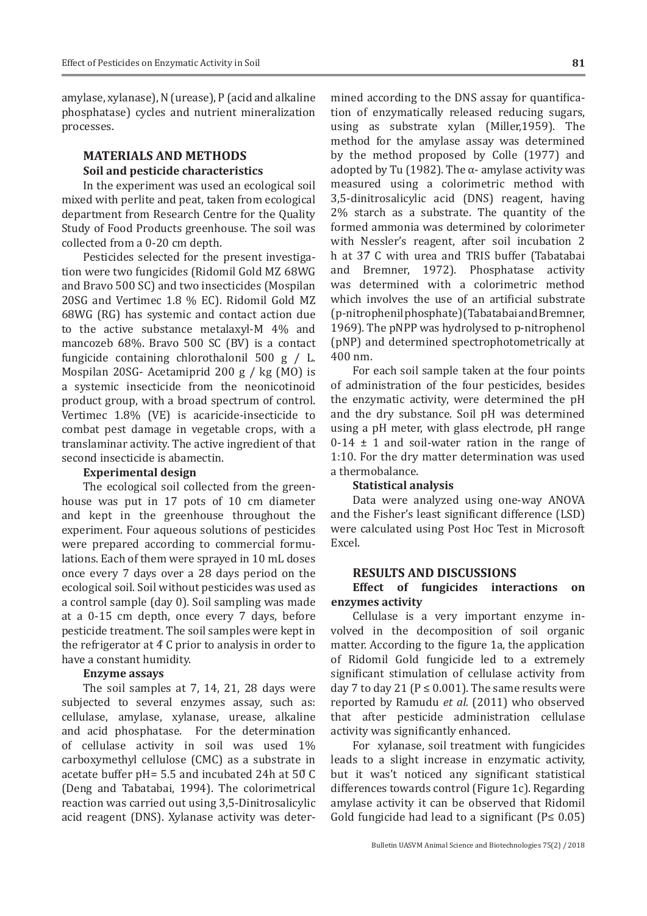amylase, xylanase), N (urease), P (acid and alkaline phosphatase) cycles and nutrient mineralization processes.

## MATERIALS AND METHODS

### Soil and pesticide characteristics

In the experiment was used an ecological soil mixed with perlite and peat, taken from ecological department from Research Centre for the Quality Study of Food Products greenhouse. The soil was collected from a 0-20 cm depth.

Pesticides selected for the present investigation were two fungicides (Ridomil Gold MZ 68WG and Bravo 500 SC) and two insecticides (Mospilan 20SG and Vertimec 1.8 % EC). Ridomil Gold MZ 68WG (RG) has systemic and contact action due to the active substance metalaxyl-M 4% and mancozeb 68%. Bravo 500 SC (BV) is a contact fungicide containing chlorothalonil 500 g / L. Mospilan 20SG- Acetamiprid 200 g / kg (MO) is a systemic insecticide from the neonicotinoid product group, with a broad spectrum of control. Vertimec 1.8% (VE) is acaricide-insecticide to combat pest damage in vegetable crops, with a translaminar activity. The active ingredient of that second insecticide is abamectin.

### Experimental design

The ecological soil collected from the greenhouse was put in 17 pots of 10 cm diameter and kept in the greenhouse throughout the experiment. Four aqueous solutions of pesticides were prepared according to commercial formulations. Each of them were sprayed in 10 mL doses once every 7 days over a 28 days period on the ecological soil. Soil without pesticides was used as a control sample (day 0). Soil sampling was made at a 0-15 cm depth, once every 7 days, before pesticide treatment. The soil samples were kept in the refrigerator at 4̊ C prior to analysis in order to have a constant humidity.

### Enzyme assays

The soil samples at 7, 14, 21, 28 days were subjected to several enzymes assay, such as: cellulase, amylase, xylanase, urease, alkaline and acid phosphatase. For the determination of cellulase activity in soil was used 1% carboxymethyl cellulose (CMC) as a substrate in acetate buffer pH= 5.5 and incubated 24h at 50̊ C (Deng and Tabatabai, 1994). The colorimetrical reaction was carried out using 3,5-Dinitrosalicylic acid reagent (DNS). Xylanase activity was determined according to the DNS assay for quantification of enzymatically released reducing sugars, using as substrate xylan (Miller,1959). The method for the amylase assay was determined by the method proposed by Colle (1977) and adopted by Tu (1982). The α- amylase activity was measured using a colorimetric method with 3,5-dinitrosalicylic acid (DNS) reagent, having 2% starch as a substrate. The quantity of the formed ammonia was determined by colorimeter with Nessler's reagent, after soil incubation 2 h at 37̊ C with urea and TRIS buffer (Tabatabai and Bremner, 1972). Phosphatase activity was determined with a colorimetric method which involves the use of an artificial substrate (p-nitrophenil phosphate) (Tabatabai and Bremner, 1969). The pNPP was hydrolysed to p-nitrophenol (pNP) and determined spectrophotometrically at 400 nm.

For each soil sample taken at the four points of administration of the four pesticides, besides the enzymatic activity, were determined the pH and the dry substance. Soil pH was determined using a pH meter, with glass electrode, pH range 0-14 ± 1 and soil-water ration in the range of 1:10. For the dry matter determination was used a thermobalance.

### Statistical analysis

Data were analyzed using one-way ANOVA and the Fisher's least significant difference (LSD) were calculated using Post Hoc Test in Microsoft Excel.

## RESULTS AND DISCUSSIONS

### Effect of fungicides interactions on enzymes activity

Cellulase is a very important enzyme involved in the decomposition of soil organic matter. According to the figure 1a, the application of Ridomil Gold fungicide led to a extremely significant stimulation of cellulase activity from day 7 to day 21 ($P \leq 0.001$). The same results were reported by Ramudu *et al.* (2011) who observed that after pesticide administration cellulase activity was significantly enhanced.

For xylanase, soil treatment with fungicides leads to a slight increase in enzymatic activity, but it was't noticed any significant statistical differences towards control (Figure 1c). Regarding amylase activity it can be observed that Ridomil Gold fungicide had lead to a significant ($P \leq 0.05$)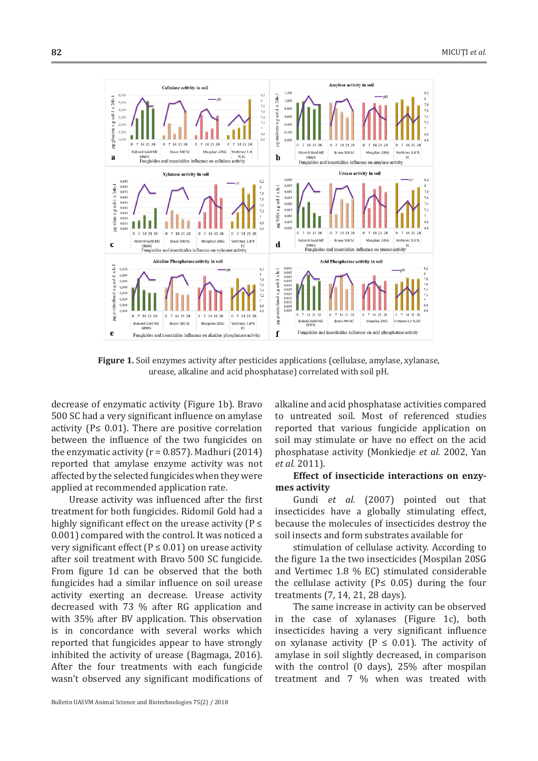**Figure 1.** Soil enzymes activity after pesticides applications (cellulase, amylase, xylanase, urease, alkaline and acid phosphatase) correlated with soil pH.

decrease of enzymatic activity (Figure 1b). Bravo 500 SC had a very significant influence on amylase activity (P≤ 0.01). There are positive correlation between the influence of the two fungicides on the enzymatic activity (r = 0.857). Madhuri (2014) reported that amylase enzyme activity was not affected by the selected fungicides when they were applied at recommended application rate.

Urease activity was influenced after the first treatment for both fungicides. Ridomil Gold had a highly significant effect on the urease activity (P ≤ 0.001) compared with the control. It was noticed a very significant effect (P ≤ 0.01) on urease activity after soil treatment with Bravo 500 SC fungicide. From figure 1d can be observed that the both fungicides had a similar influence on soil urease activity exerting an decrease. Urease activity decreased with 73 % after RG application and with 35% after BV application. This observation is in concordance with several works which reported that fungicides appear to have strongly inhibited the activity of urease (Bagmaga, 2016). After the four treatments with each fungicide wasn't observed any significant modifications of alkaline and acid phosphatase activities compared to untreated soil. Most of referenced studies reported that various fungicide application on soil may stimulate or have no effect on the acid phosphatase activity (Monkiedje *et al.* 2002, Yan *et al.* 2011).

**Effect of insecticide interactions on enzymes activity**

Gundi *et al.* (2007) pointed out that insecticides have a globally stimulating effect, because the molecules of insecticides destroy the soil insects and form substrates available for

stimulation of cellulase activity. According to the figure 1a the two insecticides (Mospilan 20SG and Vertimec 1.8 % EC) stimulated considerable the cellulase activity (P≤ 0.05) during the four treatments (7, 14, 21, 28 days).

The same increase in activity can be observed in the case of xylanases (Figure 1c), both insecticides having a very significant influence on xylanase activity (P ≤ 0.01). The activity of amylase in soil slightly decreased, in comparison with the control (0 days), 25% after mospilan treatment and 7 % when was treated with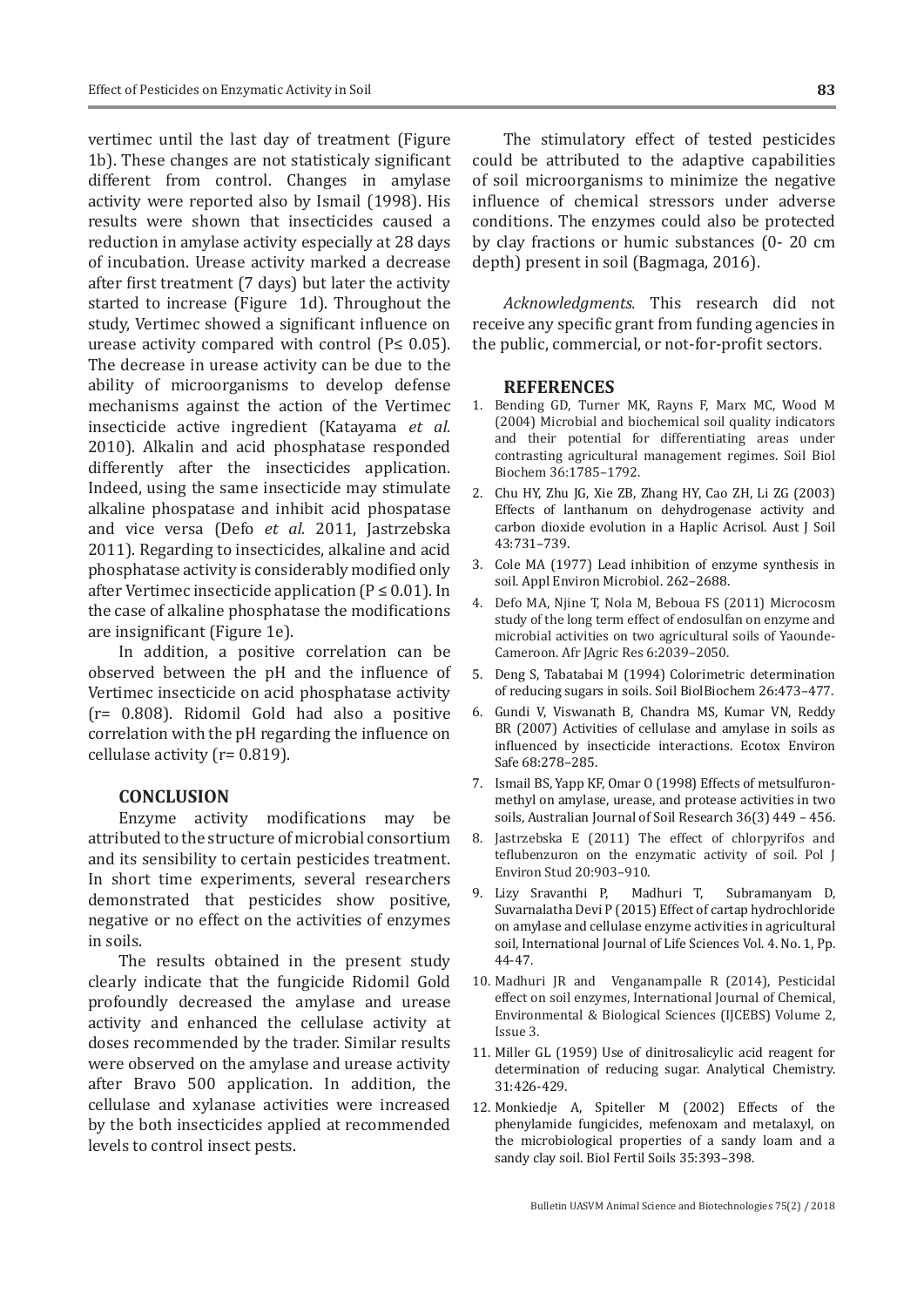vertimec until the last day of treatment (Figure 1b). These changes are not statisticaly significant different from control. Changes in amylase activity were reported also by Ismail (1998). His results were shown that insecticides caused a reduction in amylase activity especially at 28 days of incubation. Urease activity marked a decrease after first treatment (7 days) but later the activity started to increase (Figure 1d). Throughout the study, Vertimec showed a significant influence on urease activity compared with control (P≤ 0.05). The decrease in urease activity can be due to the ability of microorganisms to develop defense mechanisms against the action of the Vertimec insecticide active ingredient (Katayama *et al*. 2010). Alkalin and acid phosphatase responded differently after the insecticides application. Indeed, using the same insecticide may stimulate alkaline phospatase and inhibit acid phospatase and vice versa (Defo *et al*. 2011, Jastrzebska 2011). Regarding to insecticides, alkaline and acid phosphatase activity is considerably modified only after Vertimec insecticide application (P ≤ 0.01). In the case of alkaline phosphatase the modifications are insignificant (Figure 1e).

In addition, a positive correlation can be observed between the pH and the influence of Vertimec insecticide on acid phosphatase activity (r= 0.808). Ridomil Gold had also a positive correlation with the pH regarding the influence on cellulase activity (r= 0.819).

## CONCLUSION

Enzyme activity modifications may be attributed to the structure of microbial consortium and its sensibility to certain pesticides treatment. In short time experiments, several researchers demonstrated that pesticides show positive, negative or no effect on the activities of enzymes in soils.

The results obtained in the present study clearly indicate that the fungicide Ridomil Gold profoundly decreased the amylase and urease activity and enhanced the cellulase activity at doses recommended by the trader. Similar results were observed on the amylase and urease activity after Bravo 500 application. In addition, the cellulase and xylanase activities were increased by the both insecticides applied at recommended levels to control insect pests.

The stimulatory effect of tested pesticides could be attributed to the adaptive capabilities of soil microorganisms to minimize the negative influence of chemical stressors under adverse conditions. The enzymes could also be protected by clay fractions or humic substances (0- 20 cm depth) present in soil (Bagmaga, 2016).

*Acknowledgments.* This research did not receive any specific grant from funding agencies in the public, commercial, or not-for-profit sectors.

## REFERENCES

1. Bending GD, Turner MK, Rayns F, Marx MC, Wood M (2004) Microbial and biochemical soil quality indicators and their potential for differentiating areas under contrasting agricultural management regimes. Soil Biol Biochem 36:1785–1792.
2. Chu HY, Zhu JG, Xie ZB, Zhang HY, Cao ZH, Li ZG (2003) Effects of lanthanum on dehydrogenase activity and carbon dioxide evolution in a Haplic Acrisol. Aust J Soil 43:731–739.
3. Cole MA (1977) Lead inhibition of enzyme synthesis in soil. Appl Environ Microbiol. 262–2688.
4. Defo MA, Njine T, Nola M, Beboua FS (2011) Microcosm study of the long term effect of endosulfan on enzyme and microbial activities on two agricultural soils of Yaounde-Cameroon. Afr JAgric Res 6:2039–2050.
5. Deng S, Tabatabai M (1994) Colorimetric determination of reducing sugars in soils. Soil BiolBiochem 26:473–477.
6. Gundi V, Viswanath B, Chandra MS, Kumar VN, Reddy BR (2007) Activities of cellulase and amylase in soils as influenced by insecticide interactions. Ecotox Environ Safe 68:278–285.
7. Ismail BS, Yapp KF, Omar O (1998) Effects of metsulfuron-methyl on amylase, urease, and protease activities in two soils, Australian Journal of Soil Research 36(3) 449 – 456.
8. Jastrzebska E (2011) The effect of chlorpyrifos and teflubenzuron on the enzymatic activity of soil. Pol J Environ Stud 20:903–910.
9. Lizy Sravanthi P, Madhuri T, Subramanyam D, Suvarnalatha Devi P (2015) Effect of cartap hydrochloride on amylase and cellulase enzyme activities in agricultural soil, International Journal of Life Sciences Vol. 4. No. 1, Pp. 44-47.
10. Madhuri JR and Venganampalle R (2014), Pesticidal effect on soil enzymes, International Journal of Chemical, Environmental & Biological Sciences (IJCEBS) Volume 2, Issue 3.
11. Miller GL (1959) Use of dinitrosalicylic acid reagent for determination of reducing sugar. Analytical Chemistry. 31:426-429.
12. Monkiedje A, Spiteller M (2002) Effects of the phenylamide fungicides, mefenoxam and metalaxyl, on the microbiological properties of a sandy loam and a sandy clay soil. Biol Fertil Soils 35:393–398.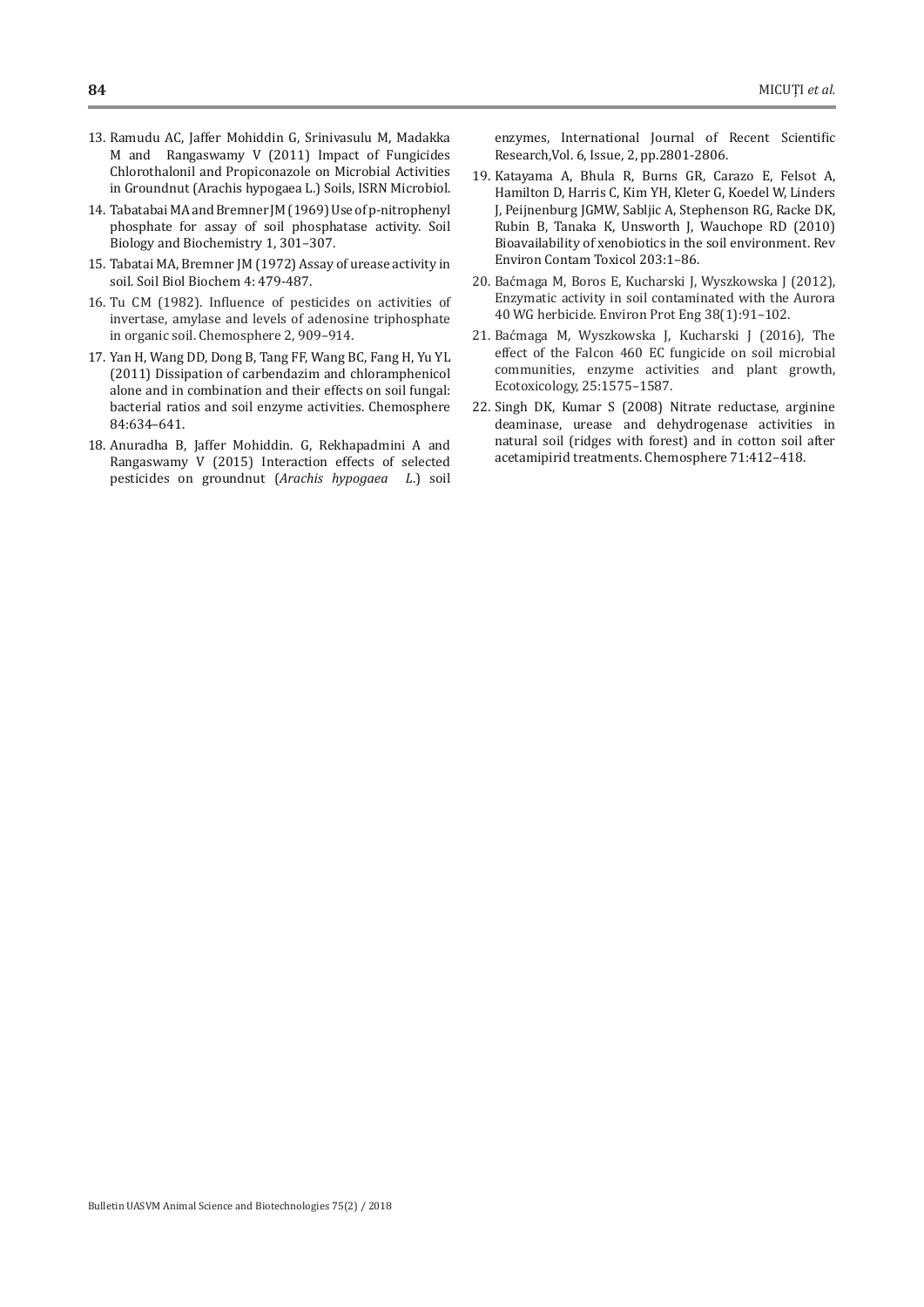13. Ramudu AC, Jaffer Mohiddin G, Srinivasulu M, Madakka M and Rangaswamy V (2011) Impact of Fungicides Chlorothalonil and Propiconazole on Microbial Activities in Groundnut (Arachis hypogaea L.) Soils, ISRN Microbiol.
14. Tabatabai MA and Bremner JM (1969) Use of p-nitrophenyl phosphate for assay of soil phosphatase activity. Soil Biology and Biochemistry 1, 301–307.
15. Tabatai MA, Bremner JM (1972) Assay of urease activity in soil. Soil Biol Biochem 4: 479-487.
16. Tu CM (1982). Influence of pesticides on activities of invertase, amylase and levels of adenosine triphosphate in organic soil. Chemosphere 2, 909–914.
17. Yan H, Wang DD, Dong B, Tang FF, Wang BC, Fang H, Yu YL (2011) Dissipation of carbendazim and chloramphenicol alone and in combination and their effects on soil fungal: bacterial ratios and soil enzyme activities. Chemosphere 84:634–641.
18. Anuradha B, Jaffer Mohiddin. G, Rekhapadmini A and Rangaswamy V (2015) Interaction effects of selected pesticides on groundnut (*Arachis hypogaea L.*) soil enzymes, International Journal of Recent Scientific Research,Vol. 6, Issue, 2, pp.2801-2806.
19. Katayama A, Bhula R, Burns GR, Carazo E, Felsot A, Hamilton D, Harris C, Kim YH, Kleter G, Koedel W, Linders J, Peijnenburg JGMW, Sabljic A, Stephenson RG, Racke DK, Rubin B, Tanaka K, Unsworth J, Wauchope RD (2010) Bioavailability of xenobiotics in the soil environment. Rev Environ Contam Toxicol 203:1–86.
20. Baćmaga M, Boros E, Kucharski J, Wyszkowska J (2012), Enzymatic activity in soil contaminated with the Aurora 40 WG herbicide. Environ Prot Eng 38(1):91–102.
21. Baćmaga M, Wyszkowska J, Kucharski J (2016), The effect of the Falcon 460 EC fungicide on soil microbial communities, enzyme activities and plant growth, Ecotoxicology, 25:1575–1587.
22. Singh DK, Kumar S (2008) Nitrate reductase, arginine deaminase, urease and dehydrogenase activities in natural soil (ridges with forest) and in cotton soil after acetamipirid treatments. Chemosphere 71:412–418.